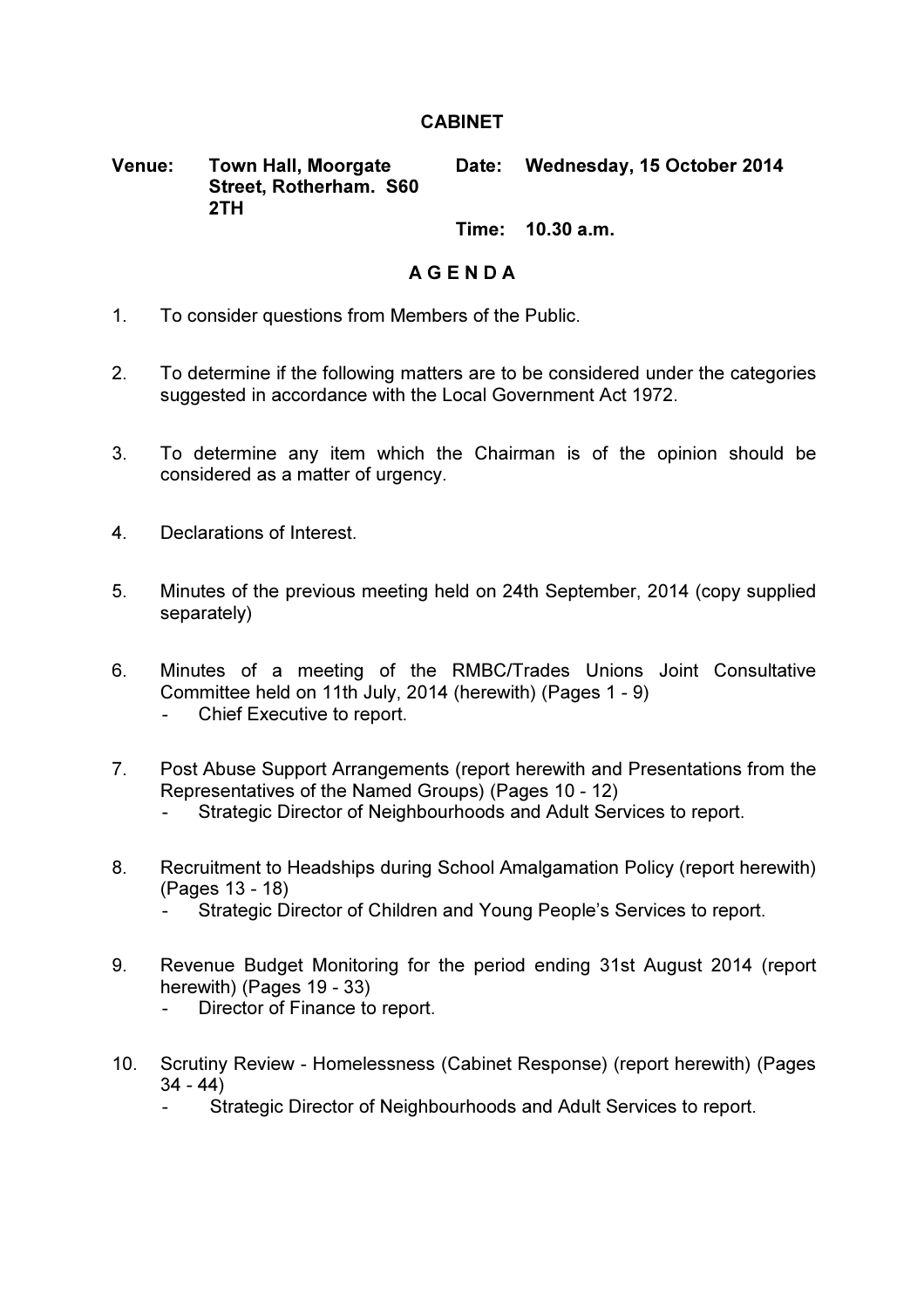# CABINET

**Venue:** Town Hall, Moorgate Street, Rotherham. S60 2TH

**Date:** Wednesday, 15 October 2014

**Time:** 10.30 a.m.

## A G E N D A

1. To consider questions from Members of the Public.

2. To determine if the following matters are to be considered under the categories suggested in accordance with the Local Government Act 1972.

3. To determine any item which the Chairman is of the opinion should be considered as a matter of urgency.

4. Declarations of Interest.

5. Minutes of the previous meeting held on 24th September, 2014 (copy supplied separately)

6. Minutes of a meeting of the RMBC/Trades Unions Joint Consultative Committee held on 11th July, 2014 (herewith) (Pages 1 - 9)
   - Chief Executive to report.

7. Post Abuse Support Arrangements (report herewith and Presentations from the Representatives of the Named Groups) (Pages 10 - 12)
   - Strategic Director of Neighbourhoods and Adult Services to report.

8. Recruitment to Headships during School Amalgamation Policy (report herewith) (Pages 13 - 18)
   - Strategic Director of Children and Young People's Services to report.

9. Revenue Budget Monitoring for the period ending 31st August 2014 (report herewith) (Pages 19 - 33)
   - Director of Finance to report.

10. Scrutiny Review - Homelessness (Cabinet Response) (report herewith) (Pages 34 - 44)
    - Strategic Director of Neighbourhoods and Adult Services to report.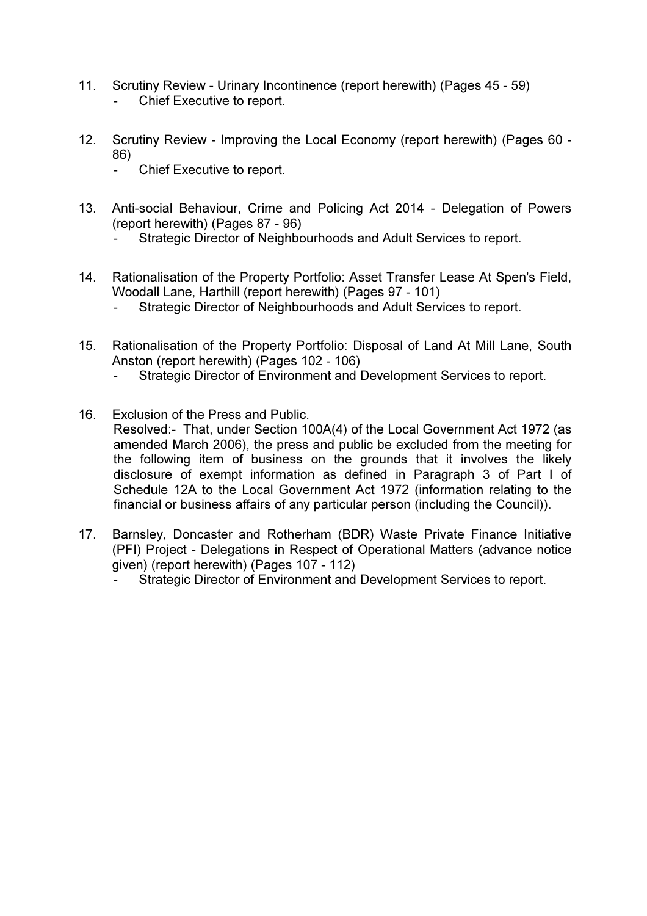11. Scrutiny Review - Urinary Incontinence (report herewith) (Pages 45 - 59)
    - Chief Executive to report.

12. Scrutiny Review - Improving the Local Economy (report herewith) (Pages 60 - 86)
    - Chief Executive to report.

13. Anti-social Behaviour, Crime and Policing Act 2014 - Delegation of Powers (report herewith) (Pages 87 - 96)
    - Strategic Director of Neighbourhoods and Adult Services to report.

14. Rationalisation of the Property Portfolio: Asset Transfer Lease At Spen's Field, Woodall Lane, Harthill (report herewith) (Pages 97 - 101)
    - Strategic Director of Neighbourhoods and Adult Services to report.

15. Rationalisation of the Property Portfolio: Disposal of Land At Mill Lane, South Anston (report herewith) (Pages 102 - 106)
    - Strategic Director of Environment and Development Services to report.

16. Exclusion of the Press and Public.
    Resolved:- That, under Section 100A(4) of the Local Government Act 1972 (as amended March 2006), the press and public be excluded from the meeting for the following item of business on the grounds that it involves the likely disclosure of exempt information as defined in Paragraph 3 of Part I of Schedule 12A to the Local Government Act 1972 (information relating to the financial or business affairs of any particular person (including the Council)).

17. Barnsley, Doncaster and Rotherham (BDR) Waste Private Finance Initiative (PFI) Project - Delegations in Respect of Operational Matters (advance notice given) (report herewith) (Pages 107 - 112)
    - Strategic Director of Environment and Development Services to report.